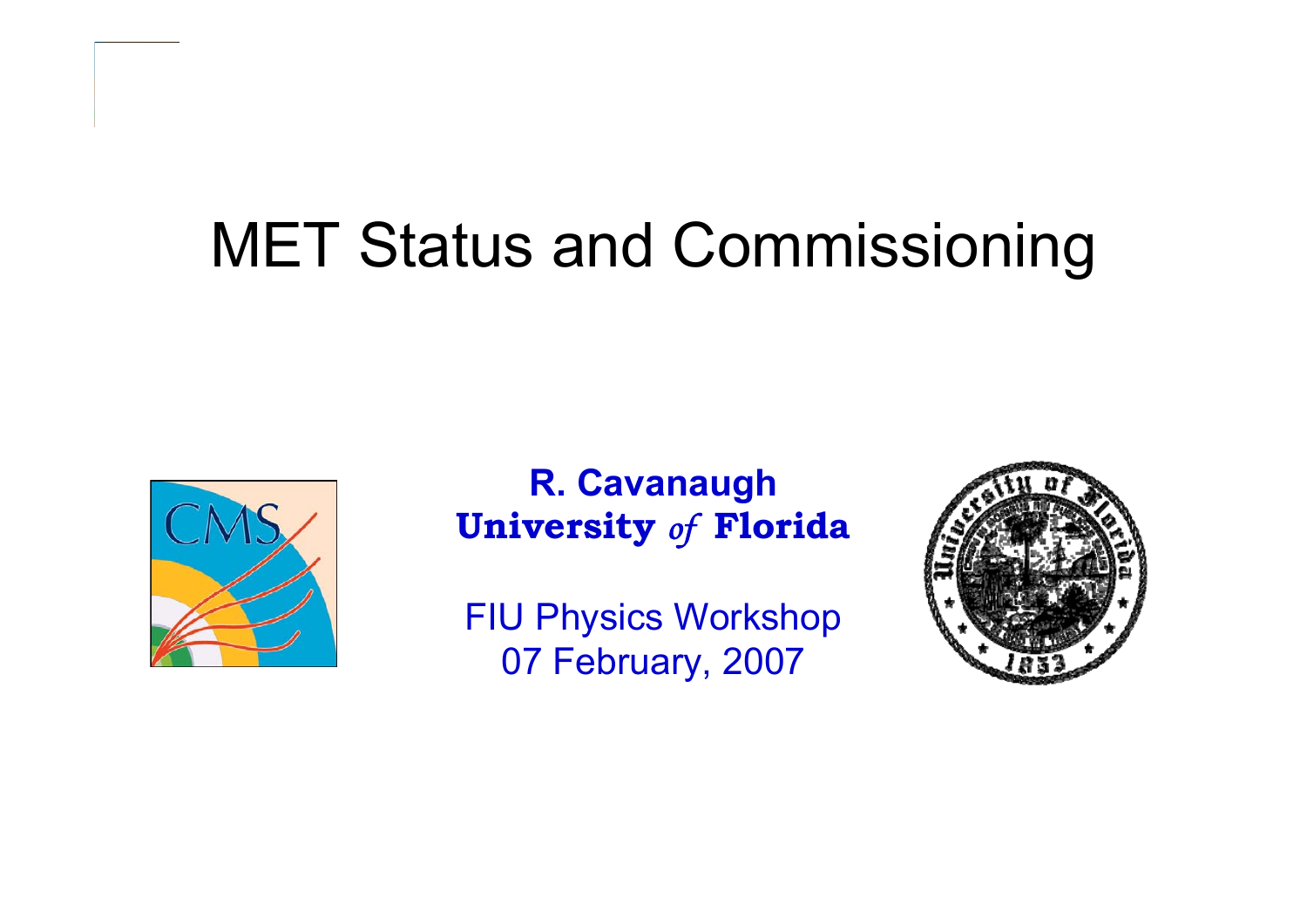# MET Status and Commissioning

**R. Cavanaugh**
**University *of* Florida**

FIU Physics Workshop
07 February, 2007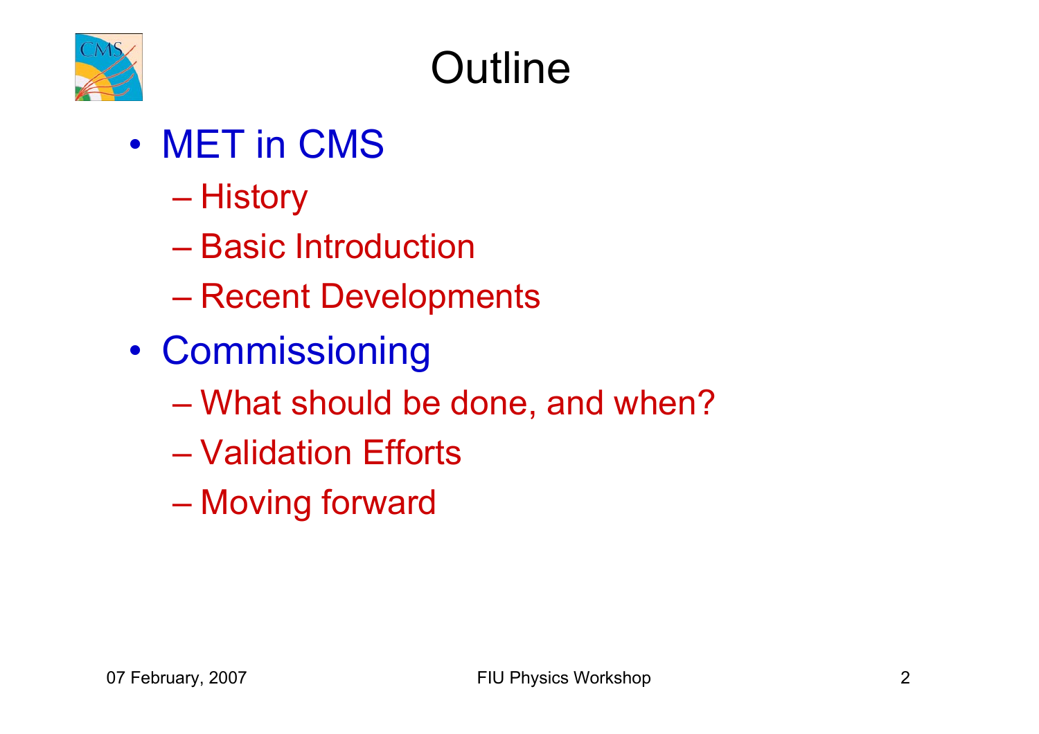# Outline

- MET in CMS
  - History
  - Basic Introduction
  - Recent Developments
- Commissioning
  - What should be done, and when?
  - Validation Efforts
  - Moving forward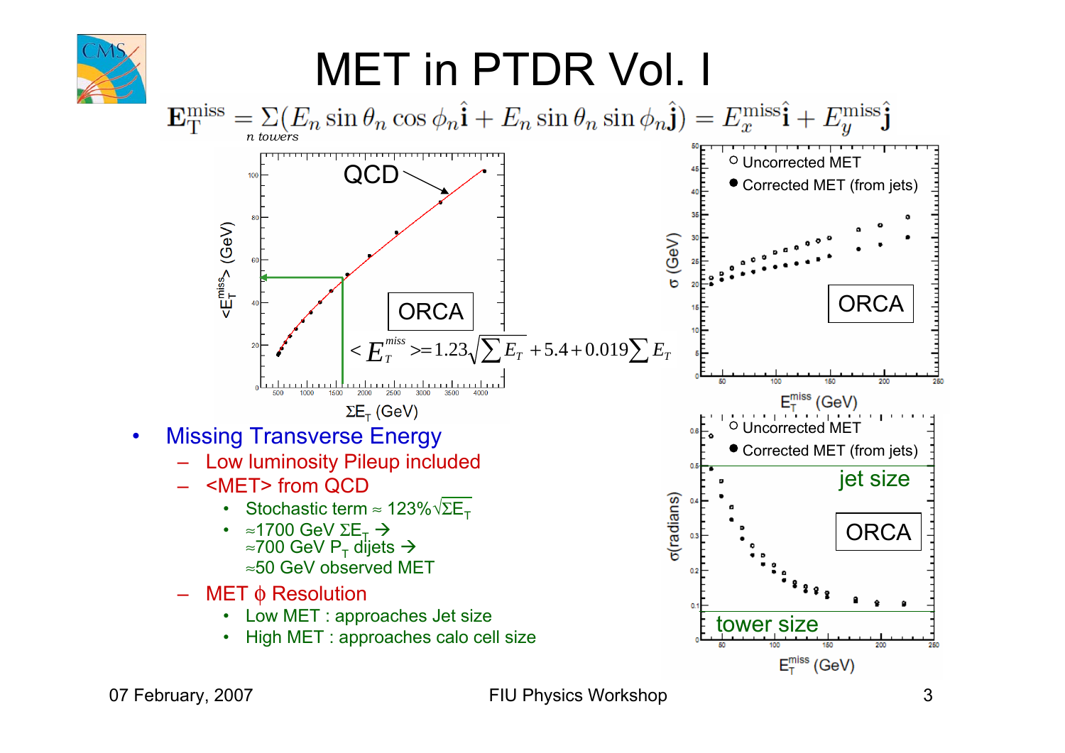# MET in PTDR Vol. I

$$\mathbf{E}_{\mathrm{T}}^{\mathrm{miss}} = \sum_{n\ towers}(E_n \sin\theta_n \cos\phi_n \hat{\mathbf{i}} + E_n \sin\theta_n \sin\phi_n \hat{\mathbf{j}}) = E_x^{\mathrm{miss}}\hat{\mathbf{i}} + E_y^{\mathrm{miss}}\hat{\mathbf{j}}$$

$$< E_T^{miss} >= 1.23\sqrt{\sum E_T} + 5.4 + 0.019\sum E_T$$

- Missing Transverse Energy
  - Low luminosity Pileup included
  - <MET> from QCD
    - Stochastic term ≈ 123% $\sqrt{\Sigma E_T}$
    - ≈1700 GeV $\Sigma E_T$ →
      ≈700 GeV $P_T$ dijets →
      ≈50 GeV observed MET
  - MET $\phi$ Resolution
    - Low MET : approaches Jet size
    - High MET : approaches calo cell size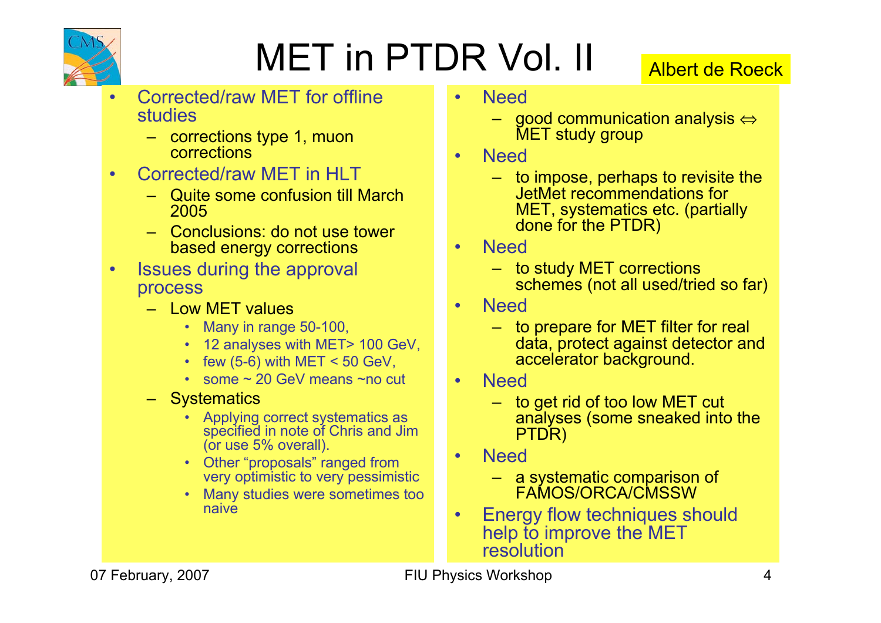# MET in PTDR Vol. II

Albert de Roeck

- Corrected/raw MET for offline studies
  - corrections type 1, muon corrections
- Corrected/raw MET in HLT
  - Quite some confusion till March 2005
  - Conclusions: do not use tower based energy corrections
- Issues during the approval process
  - Low MET values
    - Many in range 50-100,
    - 12 analyses with MET> 100 GeV,
    - few (5-6) with MET < 50 GeV,
    - some ~ 20 GeV means ~no cut
  - Systematics
    - Applying correct systematics as specified in note of Chris and Jim (or use 5% overall).
    - Other "proposals" ranged from very optimistic to very pessimistic
    - Many studies were sometimes too naive

- Need
  - good communication analysis ⇔ MET study group
- Need
  - to impose, perhaps to revisite the JetMet recommendations for MET, systematics etc. (partially done for the PTDR)
- Need
  - to study MET corrections schemes (not all used/tried so far)
- Need
  - to prepare for MET filter for real data, protect against detector and accelerator background.
- Need
  - to get rid of too low MET cut analyses (some sneaked into the PTDR)
- Need
  - a systematic comparison of FAMOS/ORCA/CMSSW
- Energy flow techniques should help to improve the MET resolution

07 February, 2007 — FIU Physics Workshop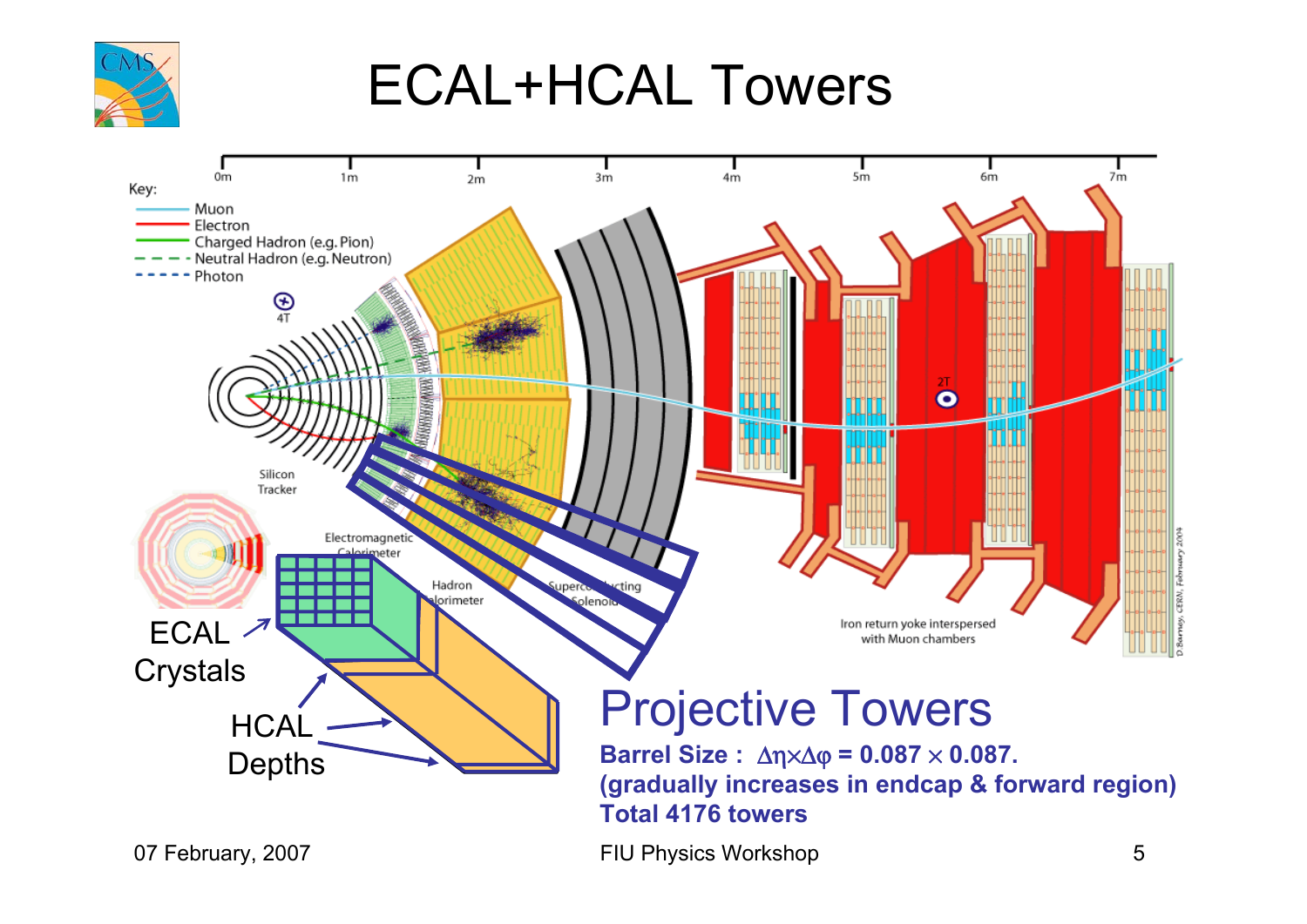# ECAL+HCAL Towers

ECAL Crystals

HCAL Depths

## Projective Towers

**Barrel Size : $\Delta\eta\times\Delta\varphi = 0.087 \times 0.087$.**
**(gradually increases in endcap & forward region)**
**Total 4176 towers**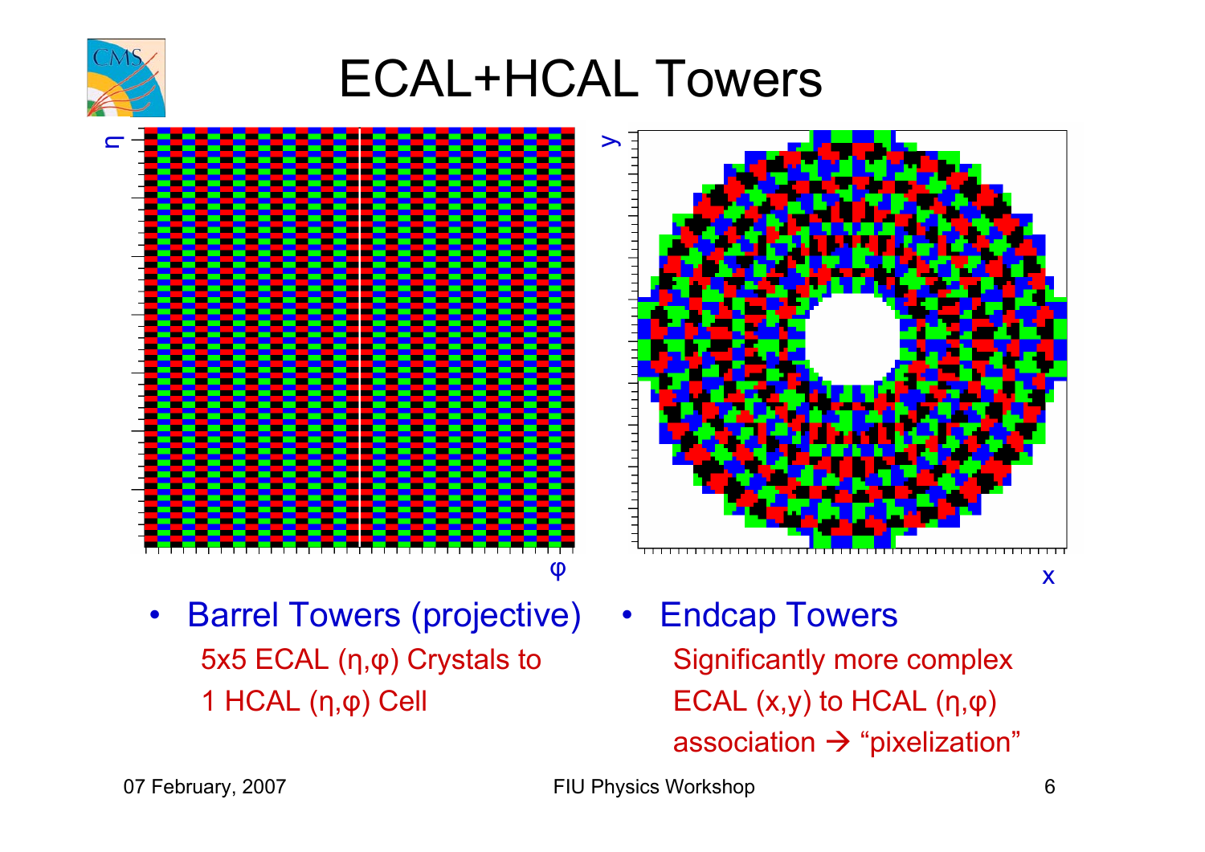# ECAL+HCAL Towers

- Barrel Towers (projective)
  5x5 ECAL (η,φ) Crystals to
  1 HCAL (η,φ) Cell
- Endcap Towers
  Significantly more complex
  ECAL (x,y) to HCAL (η,φ)
  association → "pixelization"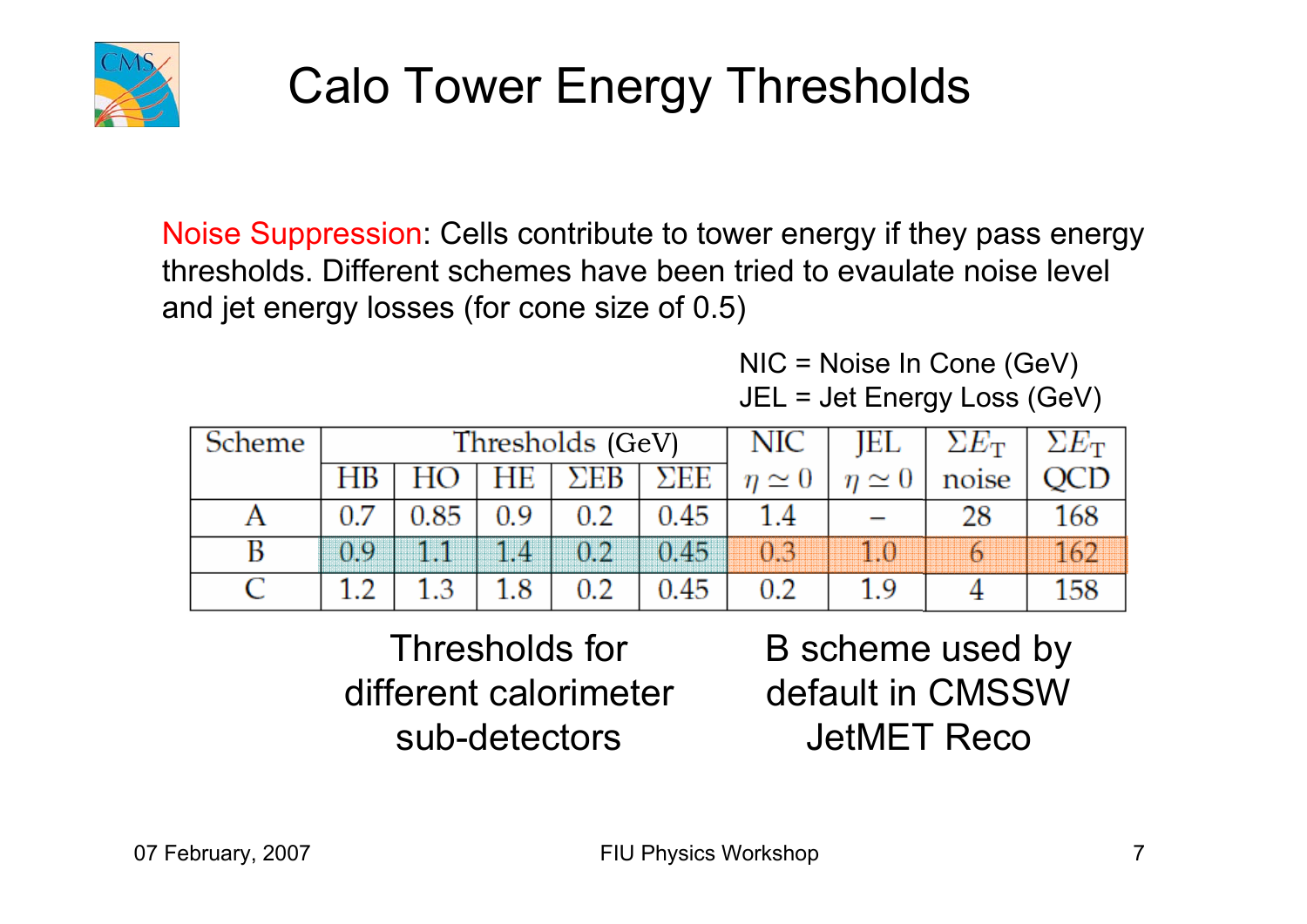# Calo Tower Energy Thresholds

Noise Suppression: Cells contribute to tower energy if they pass energy thresholds. Different schemes have been tried to evaulate noise level and jet energy losses (for cone size of 0.5)

NIC = Noise In Cone (GeV)
JEL = Jet Energy Loss (GeV)

| Scheme | Thresholds (GeV) | | | | | NIC | JEL | $\Sigma E_T$ | $\Sigma E_T$ |
|---|---|---|---|---|---|---|---|---|---|
| | HB | HO | HE | $\Sigma$EB | $\Sigma$EE | $\eta \simeq 0$ | $\eta \simeq 0$ | noise | QCD |
| A | 0.7 | 0.85 | 0.9 | 0.2 | 0.45 | 1.4 | – | 28 | 168 |
| B | 0.9 | 1.1 | 1.4 | 0.2 | 0.45 | 0.3 | 1.0 | 6 | 162 |
| C | 1.2 | 1.3 | 1.8 | 0.2 | 0.45 | 0.2 | 1.9 | 4 | 158 |

Thresholds for different calorimeter sub-detectors

B scheme used by default in CMSSW JetMET Reco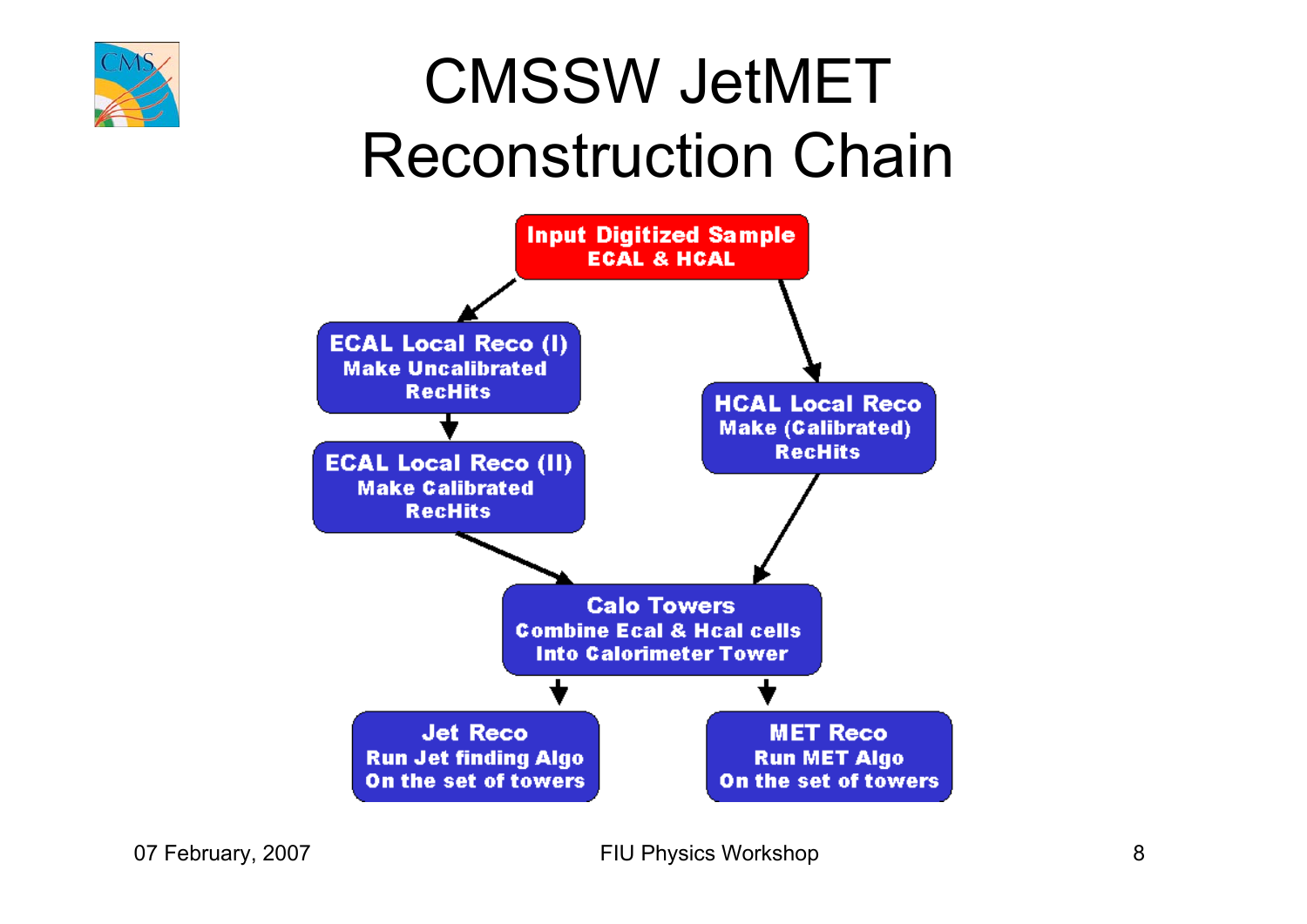# CMSSW JetMET Reconstruction Chain

**Input Digitized Sample**
**ECAL & HCAL**

**ECAL Local Reco (I)**
Make Uncalibrated RecHits

**ECAL Local Reco (II)**
Make Calibrated RecHits

**HCAL Local Reco**
Make (Calibrated) RecHits

**Calo Towers**
Combine Ecal & Hcal cells Into Calorimeter Tower

**Jet Reco**
Run Jet finding Algo On the set of towers

**MET Reco**
Run MET Algo On the set of towers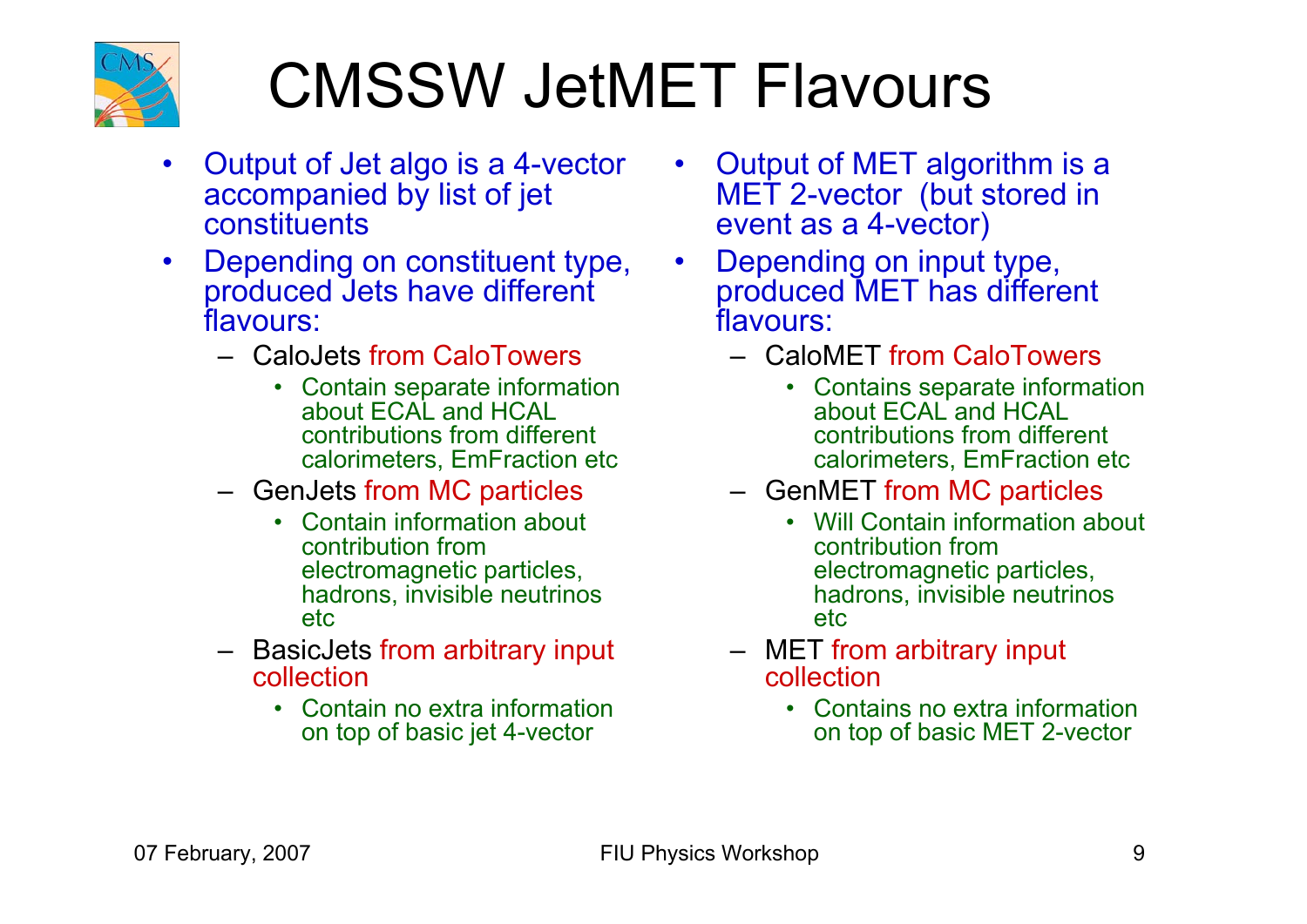# CMSSW JetMET Flavours

- Output of Jet algo is a 4-vector accompanied by list of jet constituents
- Depending on constituent type, produced Jets have different flavours:
  - CaloJets from CaloTowers
    - Contain separate information about ECAL and HCAL contributions from different calorimeters, EmFraction etc
  - GenJets from MC particles
    - Contain information about contribution from electromagnetic particles, hadrons, invisible neutrinos etc
  - BasicJets from arbitrary input collection
    - Contain no extra information on top of basic jet 4-vector

- Output of MET algorithm is a MET 2-vector (but stored in event as a 4-vector)
- Depending on input type, produced MET has different flavours:
  - CaloMET from CaloTowers
    - Contains separate information about ECAL and HCAL contributions from different calorimeters, EmFraction etc
  - GenMET from MC particles
    - Will Contain information about contribution from electromagnetic particles, hadrons, invisible neutrinos etc
  - MET from arbitrary input collection
    - Contains no extra information on top of basic MET 2-vector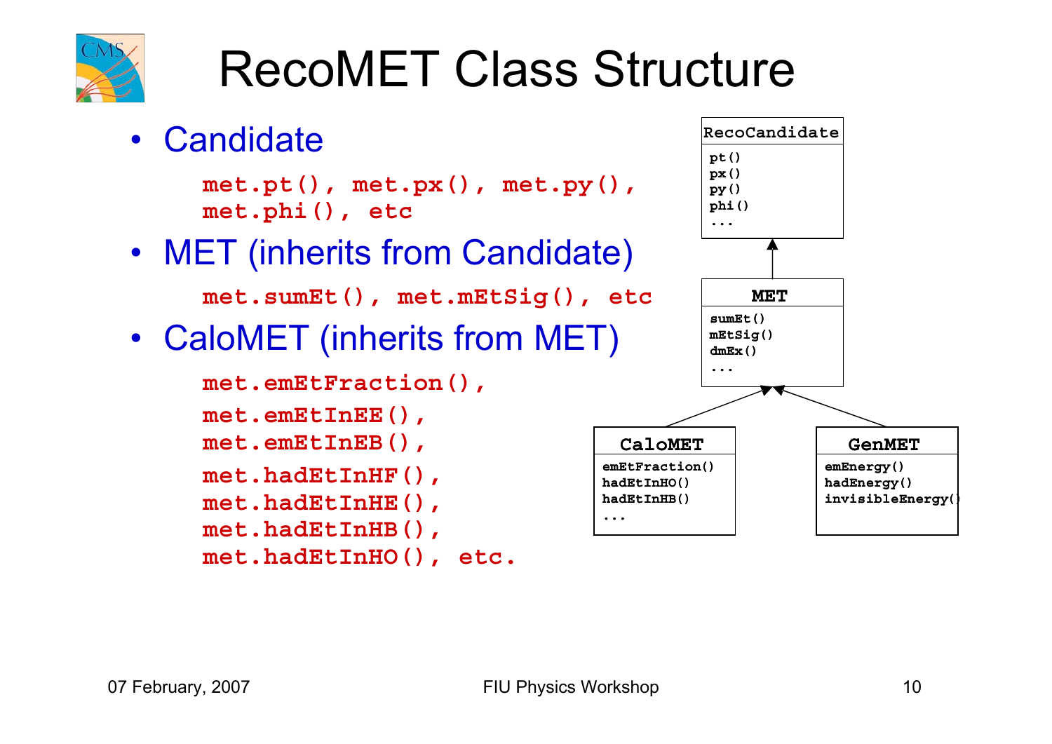# RecoMET Class Structure

- Candidate

  `met.pt(), met.px(), met.py(), met.phi(), etc`

- MET (inherits from Candidate)

  `met.sumEt(), met.mEtSig(), etc`

- CaloMET (inherits from MET)

  `met.emEtFraction(),`
  `met.emEtInEE(),`
  `met.emEtInEB(),`
  `met.hadEtInHF(),`
  `met.hadEtInHE(),`
  `met.hadEtInHB(),`
  `met.hadEtInHO(), etc.`

```
RecoCandidate
  pt()
  px()
  py()
  phi()
  ...
     ▲
     |
MET
  sumEt()
  mEtSig()
  dmEx()
  ...
     ▲
   /   \
CaloMET                 GenMET
  emEtFraction()          emEnergy()
  hadEtInHO()             hadEnergy()
  hadEtInHB()             invisibleEnergy()
  ...
```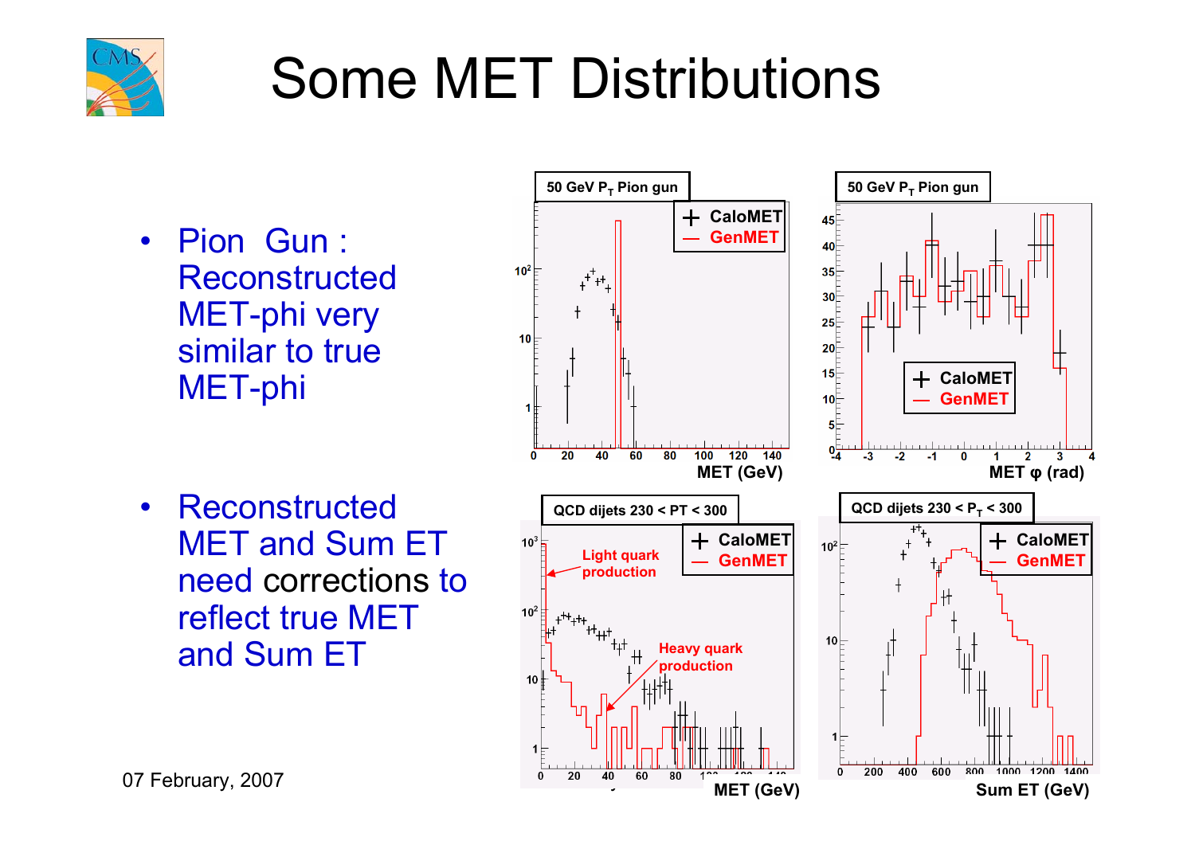# Some MET Distributions

- Pion Gun : Reconstructed MET-phi very similar to true MET-phi
- Reconstructed MET and Sum ET need corrections to reflect true MET and Sum ET

07 February, 2007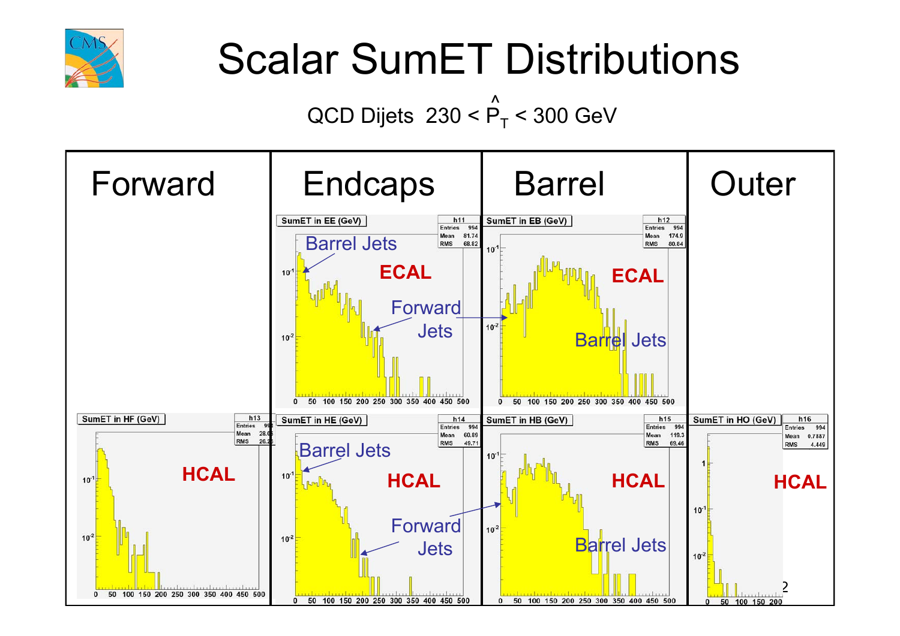# Scalar SumET Distributions

QCD Dijets $230 < \hat{P}_T < 300$ GeV

| Forward | Endcaps | Barrel | Outer |
| --- | --- | --- | --- |
| | ECAL: SumET in EE (GeV) — h11, Entries 994, Mean 81.74, RMS 68.82. Barrel Jets; Forward Jets | ECAL: SumET in EB (GeV) — h12, Entries 994, Mean 174.0, RMS 80.84. Barrel Jets | |
| HCAL: SumET in HF (GeV) — h13, Entries 994, Mean 28.0, RMS 26.2 | HCAL: SumET in HE (GeV) — h14, Entries 994, Mean 60.89, RMS 49.71. Barrel Jets; Forward Jets | HCAL: SumET in HB (GeV) — h15, Entries 994, Mean 119.3, RMS 69.46. Barrel Jets | HCAL: SumET in HO (GeV) — h16, Entries 994, Mean 0.7887, RMS 4.449 |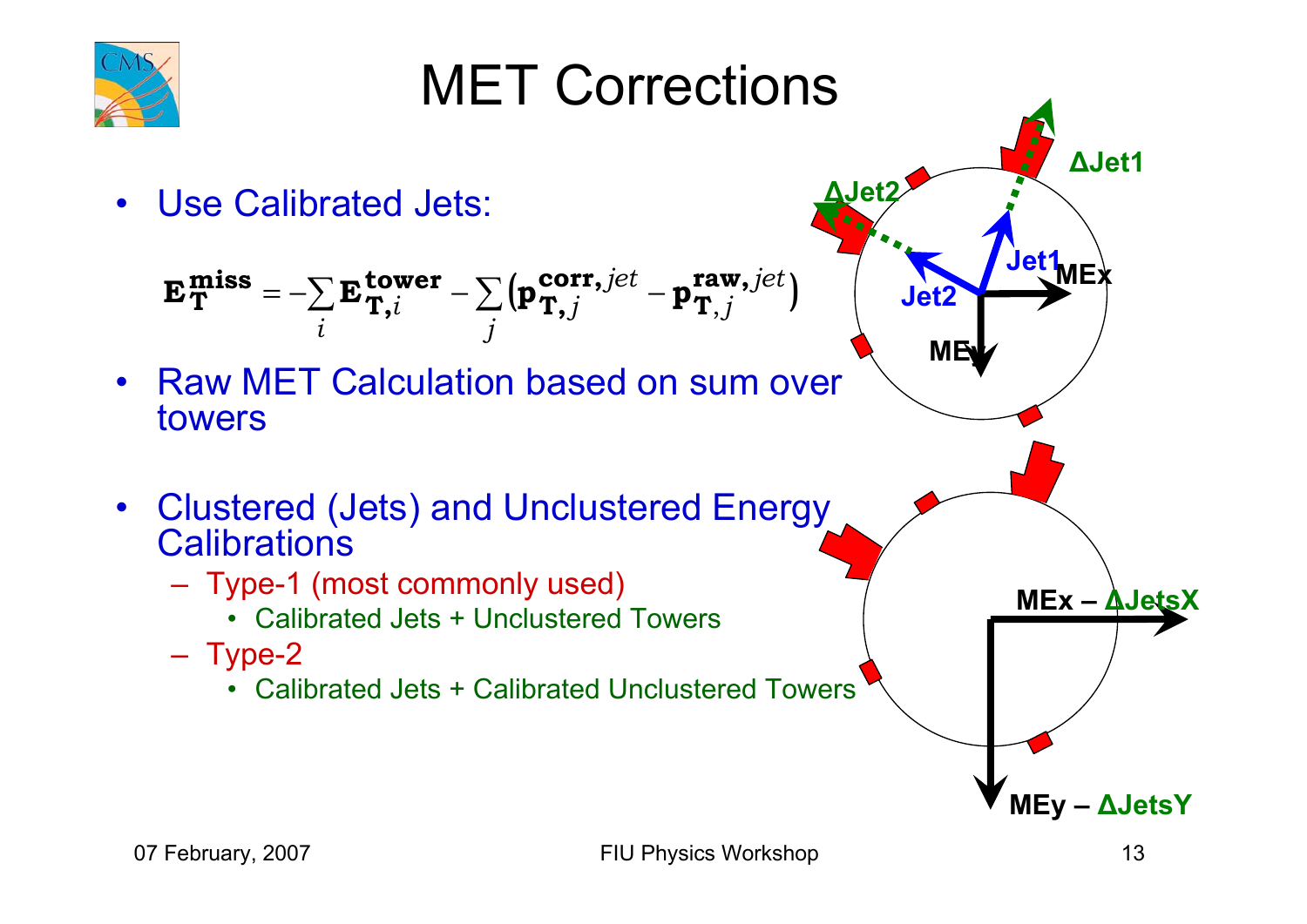# MET Corrections

- Use Calibrated Jets:

$$\mathbf{E}_{\mathbf{T}}^{\mathbf{miss}} = -\sum_{i} \mathbf{E}_{\mathbf{T},i}^{\mathbf{tower}} - \sum_{j} \left( \mathbf{p}_{\mathbf{T},j}^{\mathbf{corr},jet} - \mathbf{p}_{\mathbf{T},j}^{\mathbf{raw},jet} \right)$$

- Raw MET Calculation based on sum over towers

- Clustered (Jets) and Unclustered Energy Calibrations
  - Type-1 (most commonly used)
    - Calibrated Jets + Unclustered Towers
  - Type-2
    - Calibrated Jets + Calibrated Unclustered Towers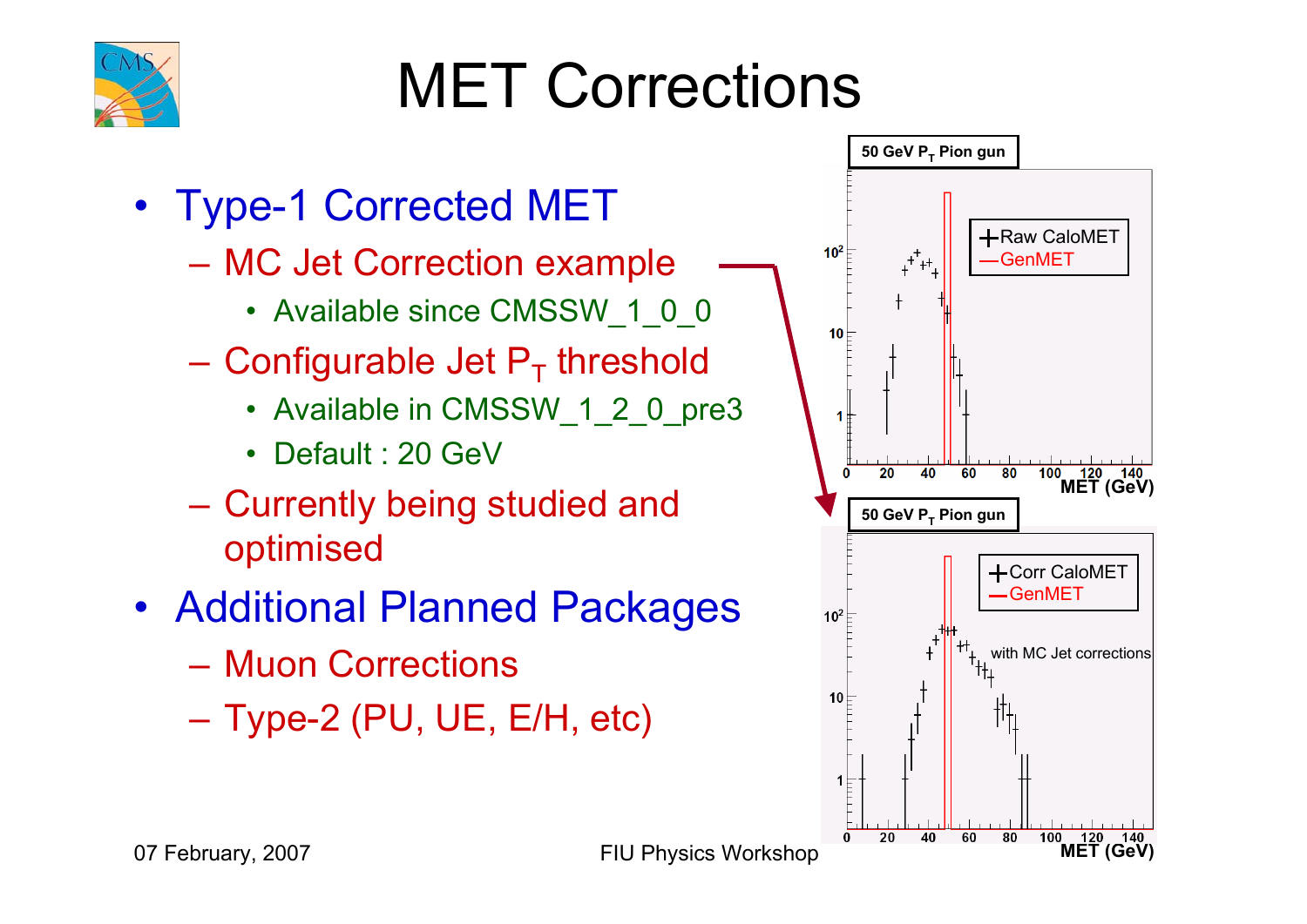# MET Corrections

- Type-1 Corrected MET
  - MC Jet Correction example
    - Available since CMSSW_1_0_0
  - Configurable Jet $P_T$ threshold
    - Available in CMSSW_1_2_0_pre3
    - Default : 20 GeV
  - Currently being studied and optimised
- Additional Planned Packages
  - Muon Corrections
  - Type-2 (PU, UE, E/H, etc)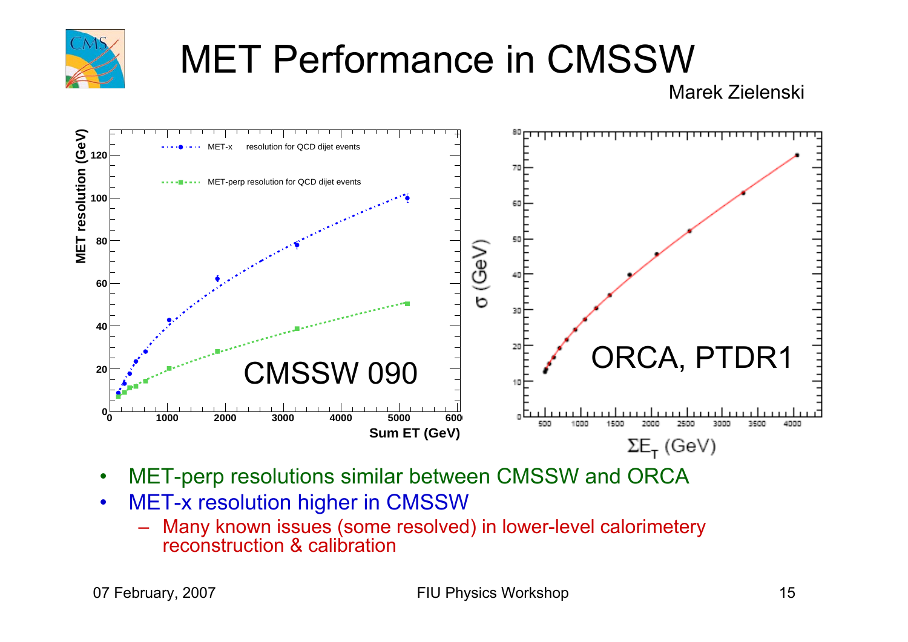# MET Performance in CMSSW

Marek Zielenski

- MET-perp resolutions similar between CMSSW and ORCA
- MET-x resolution higher in CMSSW
  - Many known issues (some resolved) in lower-level calorimetery reconstruction & calibration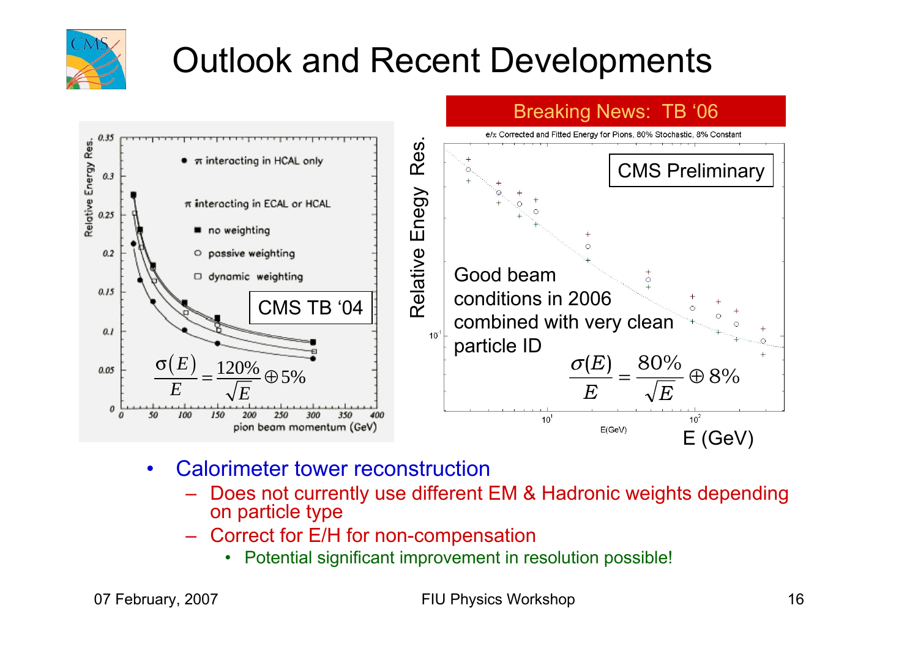# Outlook and Recent Developments

CMS TB '04

$$\frac{\sigma(E)}{E} = \frac{120\%}{\sqrt{E}} \oplus 5\%$$

Breaking News: TB '06

CMS Preliminary

Good beam conditions in 2006 combined with very clean particle ID

$$\frac{\sigma(E)}{E} = \frac{80\%}{\sqrt{E}} \oplus 8\%$$

- Calorimeter tower reconstruction
  - Does not currently use different EM & Hadronic weights depending on particle type
  - Correct for E/H for non-compensation
    - Potential significant improvement in resolution possible!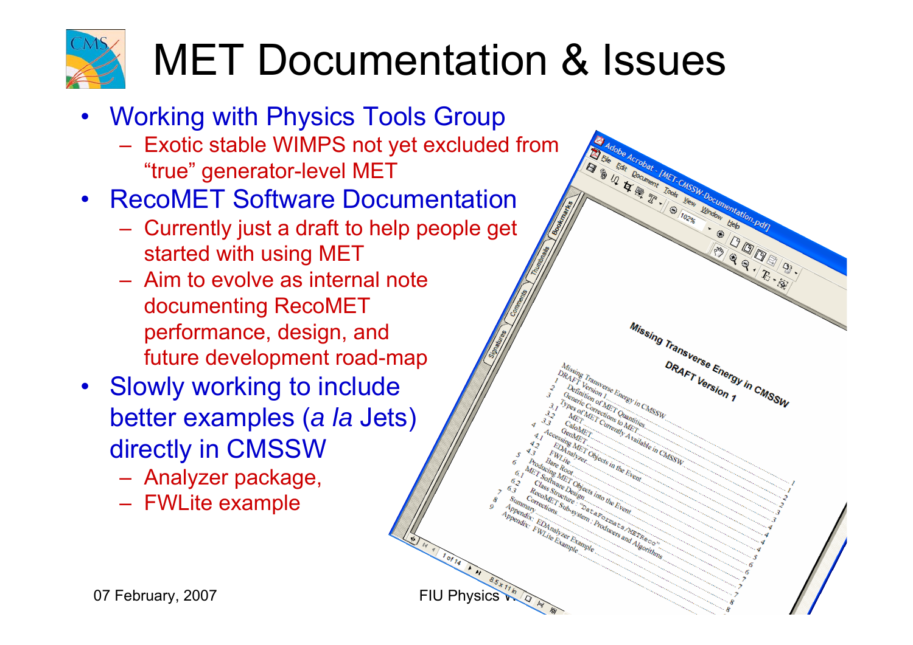# MET Documentation & Issues

- Working with Physics Tools Group
  - Exotic stable WIMPS not yet excluded from "true" generator-level MET
- RecoMET Software Documentation
  - Currently just a draft to help people get started with using MET
  - Aim to evolve as internal note documenting RecoMET performance, design, and future development road-map
- Slowly working to include better examples (*a la* Jets) directly in CMSSW
  - Analyzer package,
  - FWLite example

**Missing Transverse Energy in CMSSW**

**DRAFT Version 1**

Missing Transverse Energy in CMSSW
DRAFT Version 1

1 Definition of MET Quantities ..... 1
2 Generic Corrections to MET ..... 1
3 Types of MET Currently Available in CMSSW ..... 2
3.1 MET ..... 2
3.2 CaloMET ..... 3
3.3 GenMET ..... 3
4 Accessing MET Objects in the Event ..... 3
4.1 EDAnalyzer ..... 4
4.2 FWLite ..... 4
4.3 Bare Root ..... 4
5 Producing MET Objects into the Event ..... 5
6 MET Software Design ..... 5
6.1 Class Structure : "DataFormats/METReco" ..... 6
6.2 RecoMET Sub-system : Producers and Algorithms ..... 6
6.3 Corrections ..... 7
7 Summary ..... 7
8 Appendix: EDAnalyzer Example ..... 8
9 Appendix: FWLite Example ..... 8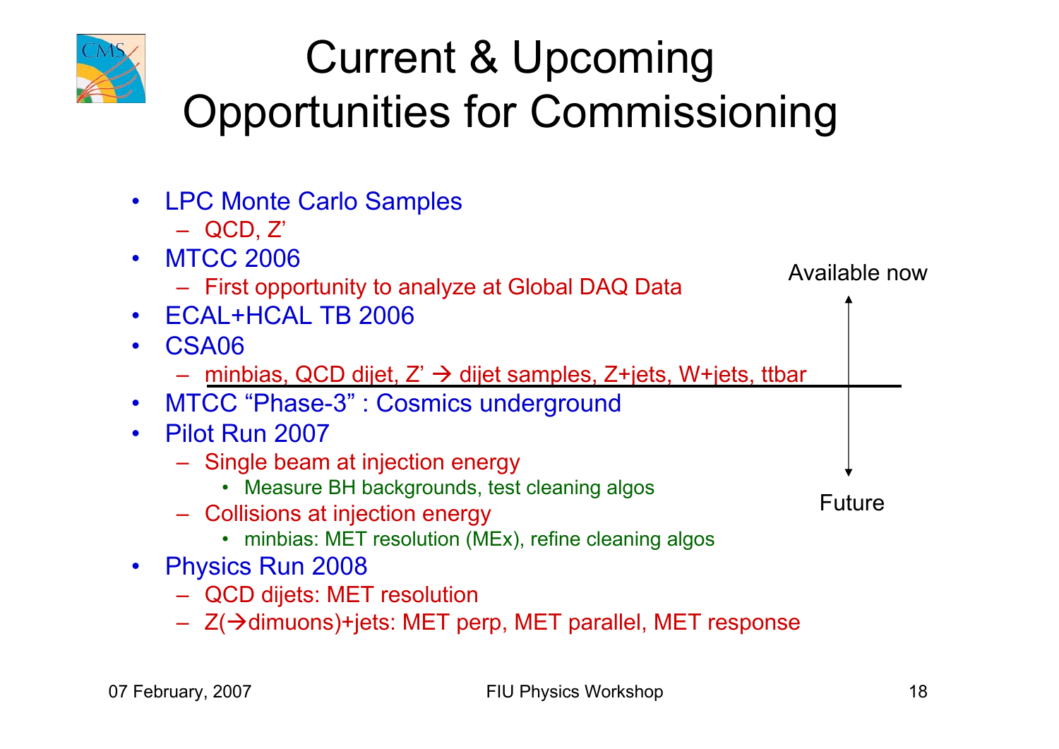# Current & Upcoming Opportunities for Commissioning

- LPC Monte Carlo Samples
  - QCD, Z'
- MTCC 2006
  - First opportunity to analyze at Global DAQ Data
- ECAL+HCAL TB 2006
- CSA06
  - minbias, QCD dijet, Z' → dijet samples, Z+jets, W+jets, ttbar
- MTCC "Phase-3" : Cosmics underground
- Pilot Run 2007
  - Single beam at injection energy
    - Measure BH backgrounds, test cleaning algos
  - Collisions at injection energy
    - minbias: MET resolution (MEx), refine cleaning algos
- Physics Run 2008
  - QCD dijets: MET resolution
  - Z(→dimuons)+jets: MET perp, MET parallel, MET response

Available now

Future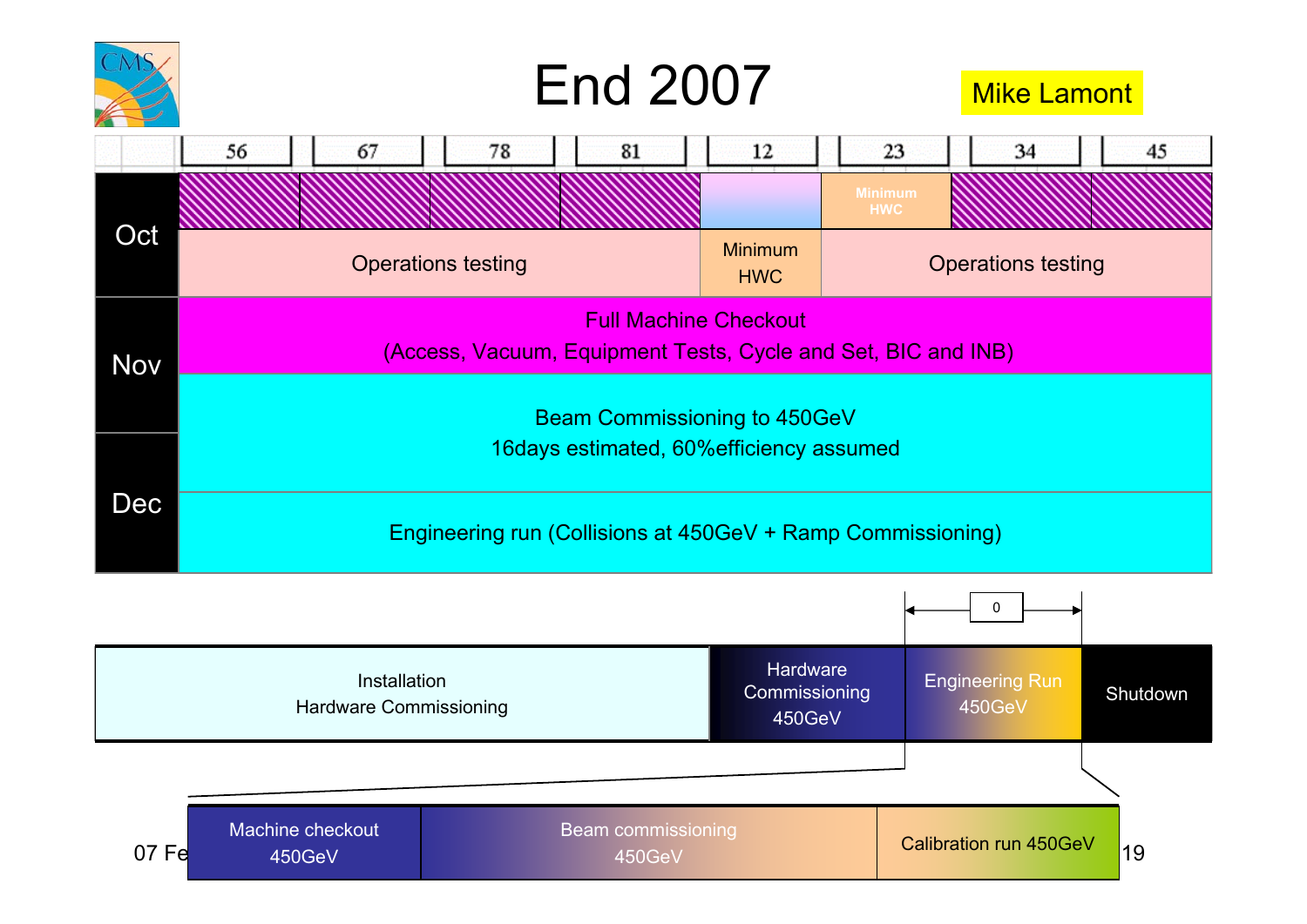# End 2007

Mike Lamont

| | 56 | 67 | 78 | 81 | 12 | 23 | 34 | 45 |
|---|---|---|---|---|---|---|---|---|
| Oct | | | | | | Minimum HWC | | |
| | Operations testing | | | | Minimum HWC | Operations testing | | |
| Nov | Full Machine Checkout (Access, Vacuum, Equipment Tests, Cycle and Set, BIC and INB) | | | | | | | |
| | Beam Commissioning to 450GeV 16days estimated, 60%efficiency assumed | | | | | | | |
| Dec | Engineering run (Collisions at 450GeV + Ramp Commissioning) | | | | | | | |

0

| Installation Hardware Commissioning | Hardware Commissioning 450GeV | Engineering Run 450GeV | Shutdown |
|---|---|---|---|

| Machine checkout 450GeV | Beam commissioning 450GeV | Calibration run 450GeV |
|---|---|---|

07 Fe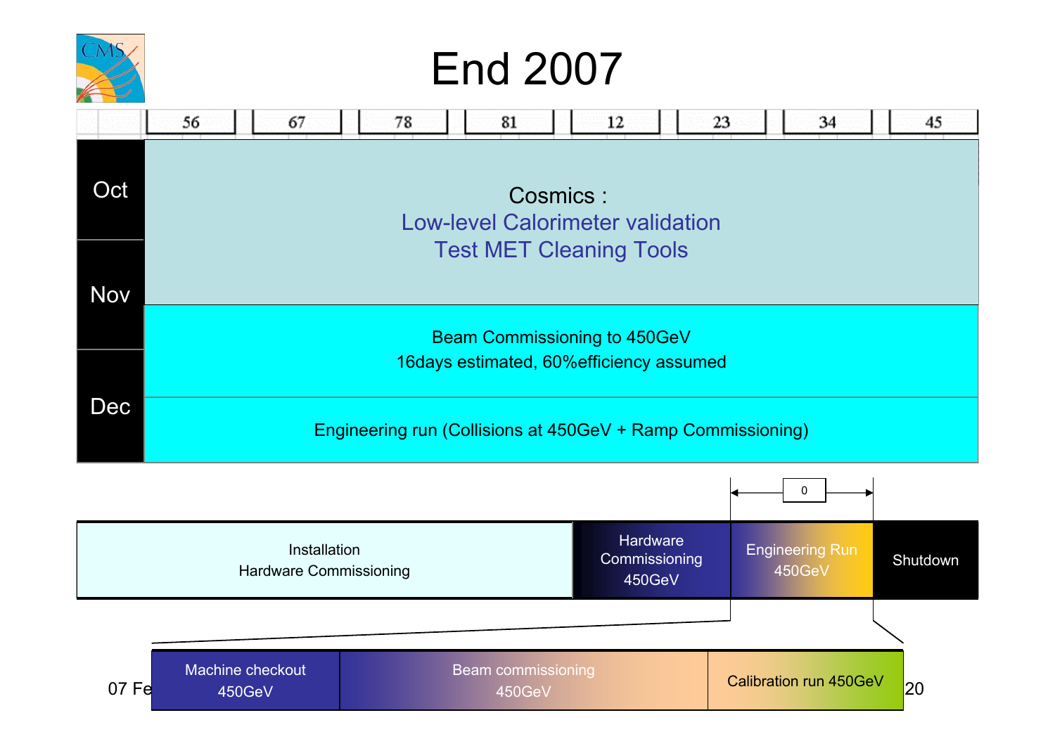# End 2007

| | 56 | 67 | 78 | 81 | 12 | 23 | 34 | 45 |
|---|---|---|---|---|---|---|---|---|
| Oct / Nov | Cosmics : Low-level Calorimeter validation, Test MET Cleaning Tools | | | | | | | |
| Nov / Dec | Beam Commissioning to 450GeV — 16days estimated, 60%efficiency assumed | | | | | | | |
| Dec | Engineering run (Collisions at 450GeV + Ramp Commissioning) | | | | | | | |

0

| Installation Hardware Commissioning | Hardware Commissioning 450GeV | Engineering Run 450GeV | Shutdown |
|---|---|---|---|

| Machine checkout 450GeV | Beam commissioning 450GeV | Calibration run 450GeV |
|---|---|---|

07 Fe

20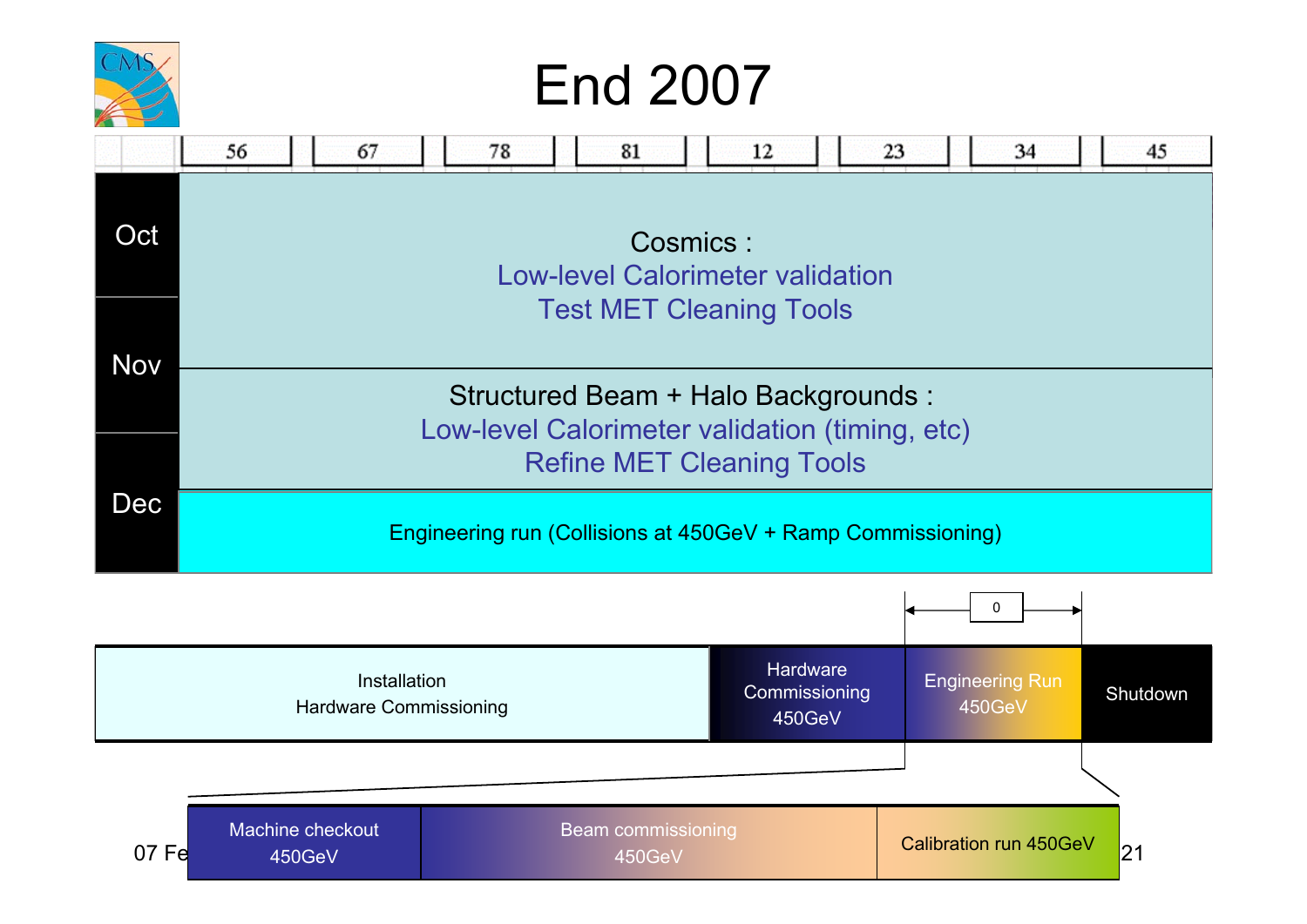# End 2007

| | 56 | 67 | 78 | 81 | 12 | 23 | 34 | 45 |
|---|---|---|---|---|---|---|---|---|

**Oct / Nov**

Cosmics :
Low-level Calorimeter validation
Test MET Cleaning Tools

**Nov / Dec**

Structured Beam + Halo Backgrounds :
Low-level Calorimeter validation (timing, etc)
Refine MET Cleaning Tools

**Dec**

Engineering run (Collisions at 450GeV + Ramp Commissioning)

| Installation Hardware Commissioning | Hardware Commissioning 450GeV | Engineering Run 450GeV | Shutdown |
|---|---|---|---|

0

| Machine checkout 450GeV | Beam commissioning 450GeV | Calibration run 450GeV |
|---|---|---|

07 Fe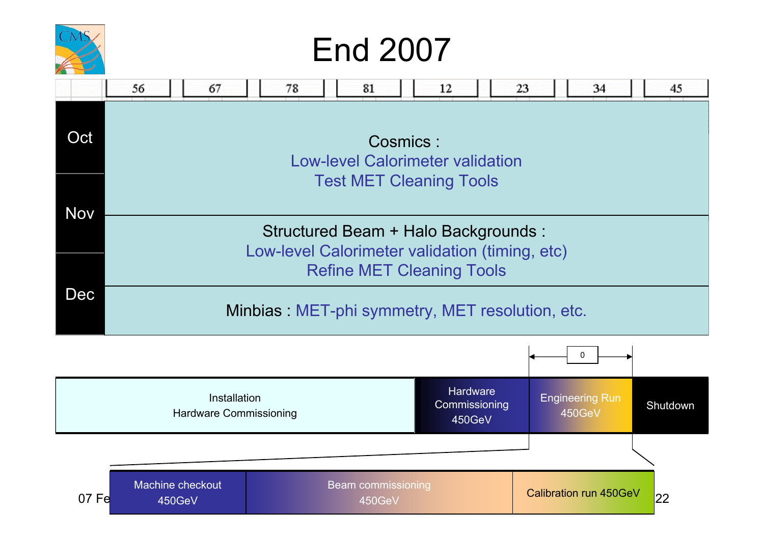# End 2007

| | 56 | 67 | 78 | 81 | 12 | 23 | 34 | 45 |
|---|---|---|---|---|---|---|---|---|

| Month | Activity |
|---|---|
| Oct / Nov | Cosmics : Low-level Calorimeter validation; Test MET Cleaning Tools |
| Nov / Dec | Structured Beam + Halo Backgrounds : Low-level Calorimeter validation (timing, etc); Refine MET Cleaning Tools |
| Dec | Minbias : MET-phi symmetry, MET resolution, etc. |

0

| Installation Hardware Commissioning | Hardware Commissioning 450GeV | Engineering Run 450GeV | Shutdown |
|---|---|---|---|

| Machine checkout 450GeV | Beam commissioning 450GeV | Calibration run 450GeV |
|---|---|---|

07 Fe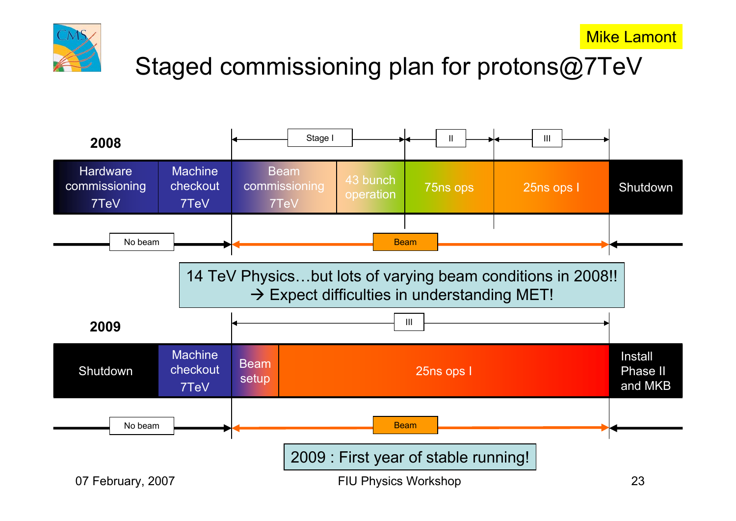Mike Lamont

# Staged commissioning plan for protons@7TeV

**2008**

| | | Stage I | | II | III | |
|---|---|---|---|---|---|---|
| Hardware commissioning 7TeV | Machine checkout 7TeV | Beam commissioning 7TeV | 43 bunch operation | 75ns ops | 25ns ops I | Shutdown |
| No beam | | Beam | | | | |

14 TeV Physics…but lots of varying beam conditions in 2008!!
→ Expect difficulties in understanding MET!

**2009**

| | | III | | |
|---|---|---|---|---|
| Shutdown | Machine checkout 7TeV | Beam setup | 25ns ops I | Install Phase II and MKB |
| No beam | | Beam | | |

2009 : First year of stable running!

07 February, 2007 — FIU Physics Workshop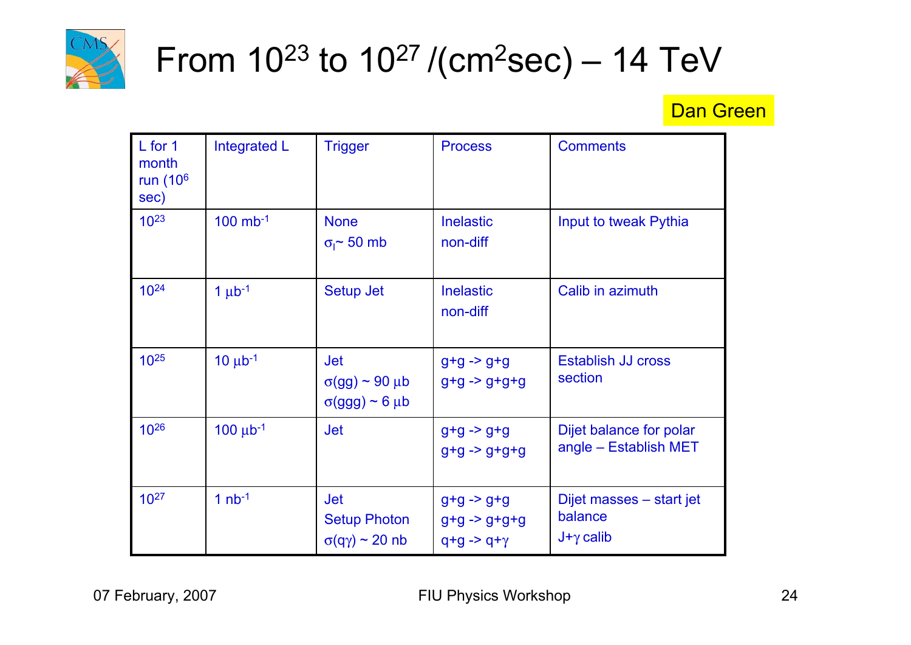# From $10^{23}$ to $10^{27}$ /($cm^2$sec) – 14 TeV

Dan Green

| L for 1 month run ($10^6$ sec) | Integrated L | Trigger | Process | Comments |
|---|---|---|---|---|
| $10^{23}$ | 100 $mb^{-1}$ | None<br>$\sigma_I \sim$ 50 mb | Inelastic<br>non-diff | Input to tweak Pythia |
| $10^{24}$ | 1 $\mu b^{-1}$ | Setup Jet | Inelastic<br>non-diff | Calib in azimuth |
| $10^{25}$ | 10 $\mu b^{-1}$ | Jet<br>$\sigma(gg) \sim 90\ \mu b$<br>$\sigma(ggg) \sim 6\ \mu b$ | g+g -> g+g<br>g+g -> g+g+g | Establish JJ cross section |
| $10^{26}$ | 100 $\mu b^{-1}$ | Jet | g+g -> g+g<br>g+g -> g+g+g | Dijet balance for polar angle – Establish MET |
| $10^{27}$ | 1 $nb^{-1}$ | Jet<br>Setup Photon<br>$\sigma(q\gamma) \sim 20$ nb | g+g -> g+g<br>g+g -> g+g+g<br>q+g -> q+$\gamma$ | Dijet masses – start jet balance<br>J+$\gamma$ calib |

07 February, 2007 FIU Physics Workshop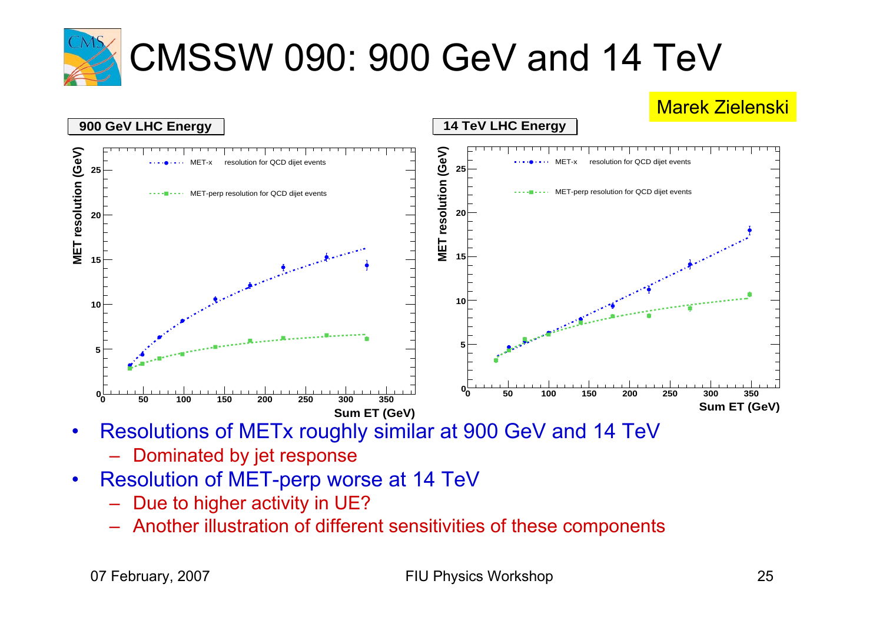# CMSSW 090: 900 GeV and 14 TeV

Marek Zielenski

**900 GeV LHC Energy**

**14 TeV LHC Energy**

- Resolutions of METx roughly similar at 900 GeV and 14 TeV
  - Dominated by jet response
- Resolution of MET-perp worse at 14 TeV
  - Due to higher activity in UE?
  - Another illustration of different sensitivities of these components

07 February, 2007 FIU Physics Workshop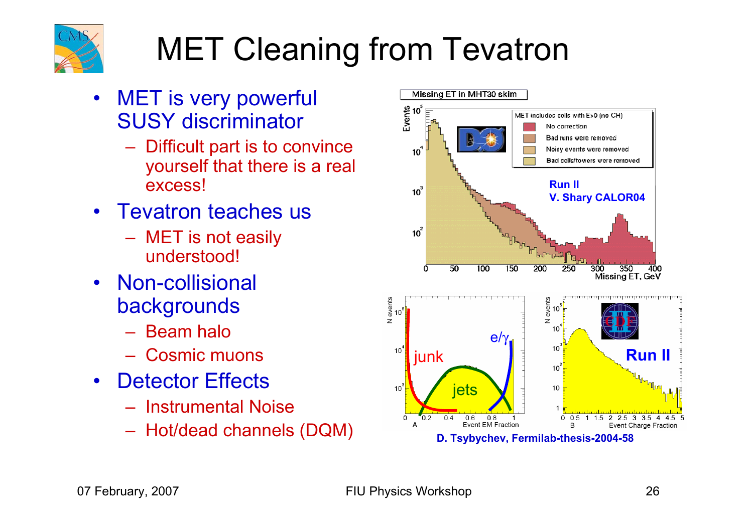# MET Cleaning from Tevatron

- MET is very powerful SUSY discriminator
  - Difficult part is to convince yourself that there is a real excess!
- Tevatron teaches us
  - MET is not easily understood!
- Non-collisional backgrounds
  - Beam halo
  - Cosmic muons
- Detector Effects
  - Instrumental Noise
  - Hot/dead channels (DQM)

Run II
V. Shary CALOR04

D. Tsybychev, Fermilab-thesis-2004-58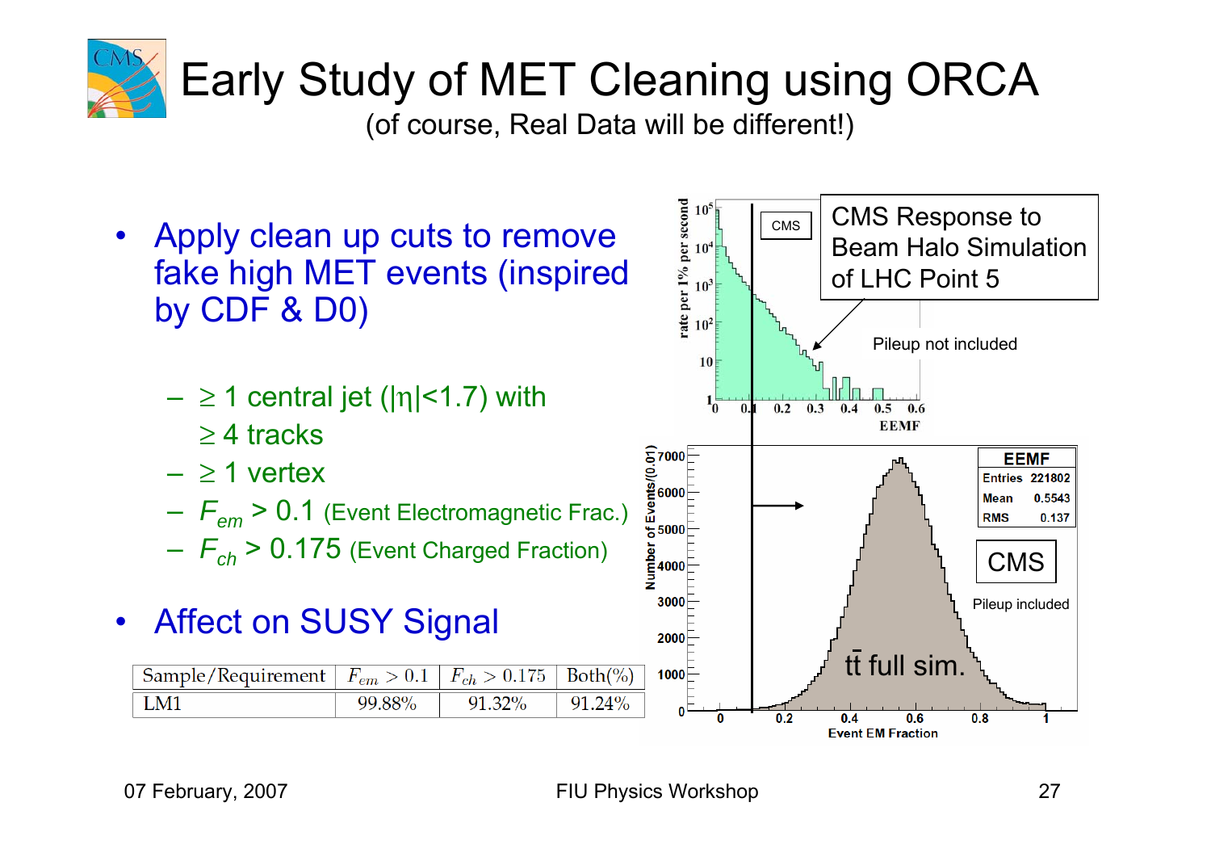# Early Study of MET Cleaning using ORCA

(of course, Real Data will be different!)

- Apply clean up cuts to remove fake high MET events (inspired by CDF & D0)
  - ≥ 1 central jet ($|\eta|<1.7$) with ≥ 4 tracks
  - ≥ 1 vertex
  - $F_{em}$ > 0.1 (Event Electromagnetic Frac.)
  - $F_{ch}$ > 0.175 (Event Charged Fraction)
- Affect on SUSY Signal

| Sample/Requirement | $F_{em} > 0.1$ | $F_{ch} > 0.175$ | Both(%) |
|---|---|---|---|
| LM1 | 99.88% | 91.32% | 91.24% |

CMS Response to Beam Halo Simulation of LHC Point 5

Pileup not included

Pileup included

$t\bar{t}$ full sim.

| EEMF | |
|---|---|
| Entries | 221802 |
| Mean | 0.5543 |
| RMS | 0.137 |

07 February, 2007 — FIU Physics Workshop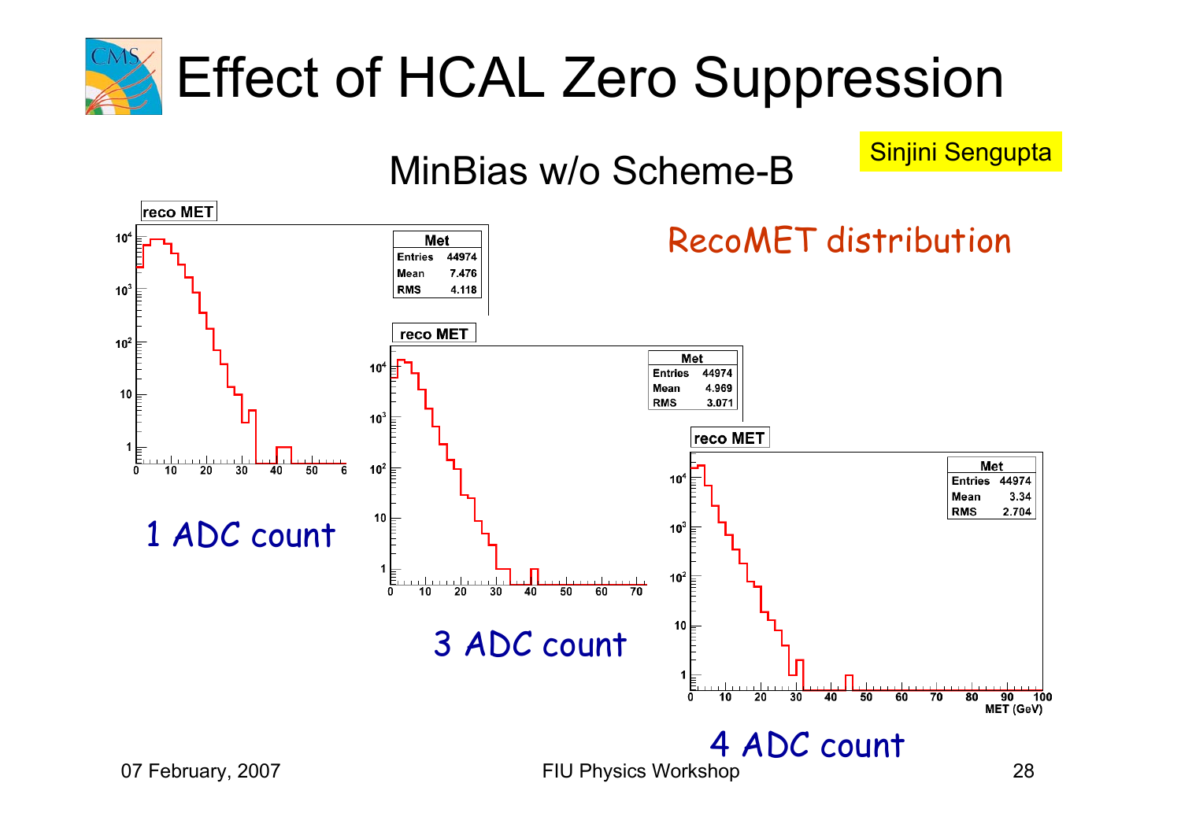# Effect of HCAL Zero Suppression

Sinjini Sengupta

MinBias w/o Scheme-B

RecoMET distribution

**reco MET**

| Met | |
|---|---|
| Entries | 44974 |
| Mean | 7.476 |
| RMS | 4.118 |

1 ADC count

**reco MET**

| Met | |
|---|---|
| Entries | 44974 |
| Mean | 4.969 |
| RMS | 3.071 |

3 ADC count

**reco MET**

| Met | |
|---|---|
| Entries | 44974 |
| Mean | 3.34 |
| RMS | 2.704 |

MET (GeV)

4 ADC count

07 February, 2007 FIU Physics Workshop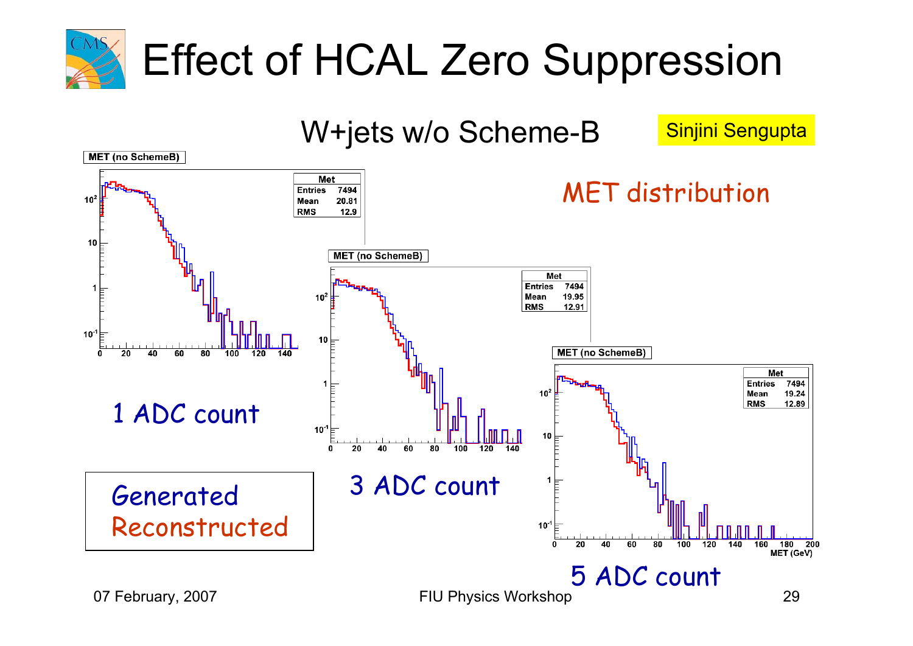# Effect of HCAL Zero Suppression

## W+jets w/o Scheme-B

Sinjini Sengupta

MET distribution

MET (no SchemeB)

| Met | |
|---|---|
| Entries | 7494 |
| Mean | 20.81 |
| RMS | 12.9 |

1 ADC count

MET (no SchemeB)

| Met | |
|---|---|
| Entries | 7494 |
| Mean | 19.95 |
| RMS | 12.91 |

3 ADC count

MET (no SchemeB)

| Met | |
|---|---|
| Entries | 7494 |
| Mean | 19.24 |
| RMS | 12.89 |

MET (GeV)

5 ADC count

Generated
Reconstructed

07 February, 2007 FIU Physics Workshop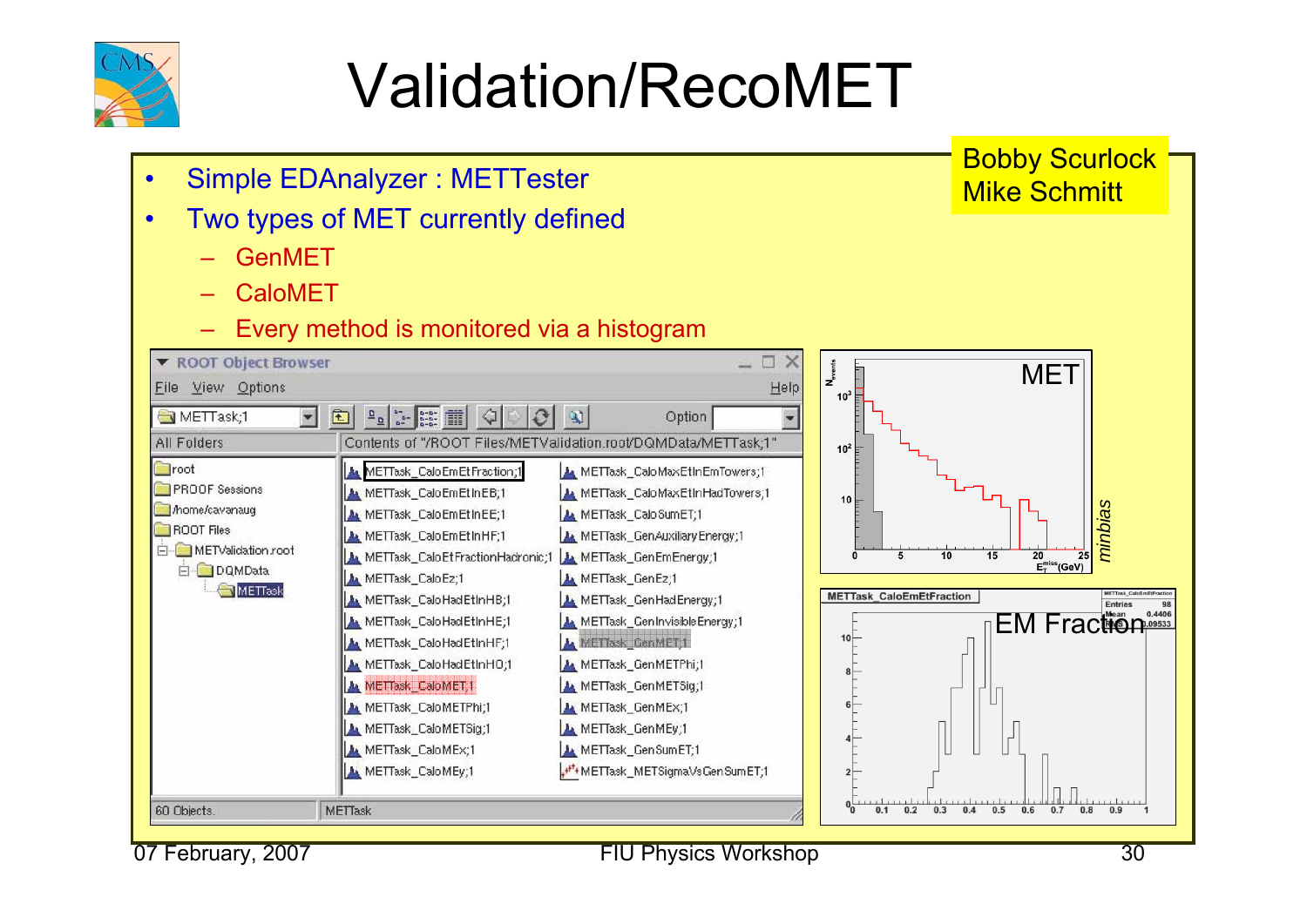# Validation/RecoMET

Bobby Scurlock
Mike Schmitt

- Simple EDAnalyzer : METTester
- Two types of MET currently defined
  - GenMET
  - CaloMET
  - Every method is monitored via a histogram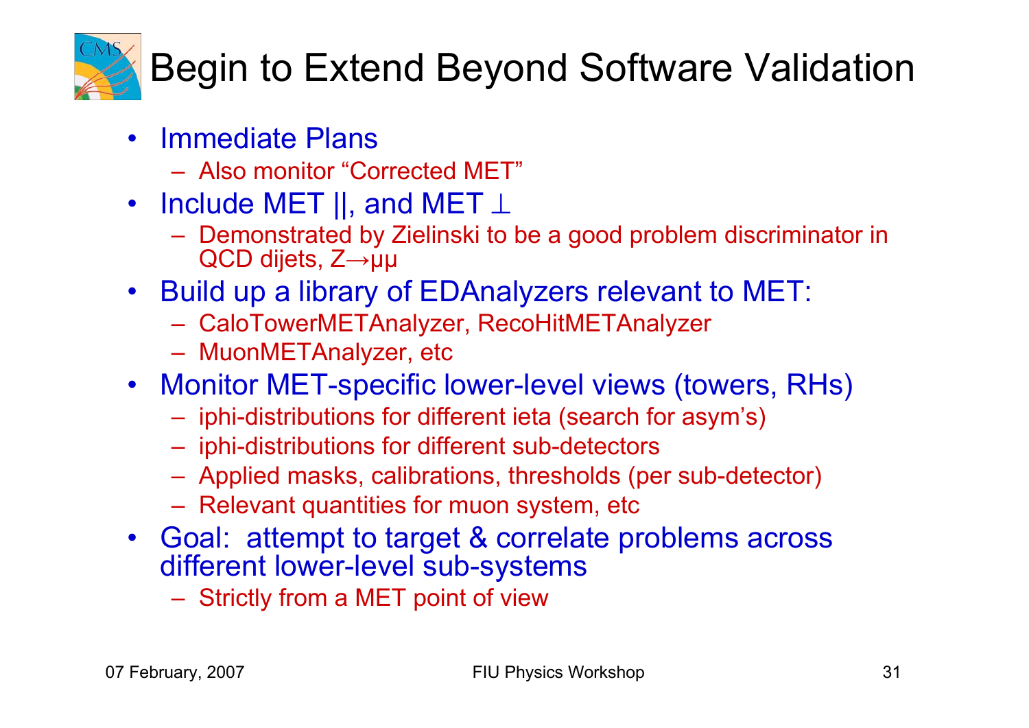# Begin to Extend Beyond Software Validation

- Immediate Plans
  - Also monitor “Corrected MET”
- Include MET ||, and MET ⊥
  - Demonstrated by Zielinski to be a good problem discriminator in QCD dijets, $Z \rightarrow \mu\mu$
- Build up a library of EDAnalyzers relevant to MET:
  - CaloTowerMETAnalyzer, RecoHitMETAnalyzer
  - MuonMETAnalyzer, etc
- Monitor MET-specific lower-level views (towers, RHs)
  - iphi-distributions for different ieta (search for asym’s)
  - iphi-distributions for different sub-detectors
  - Applied masks, calibrations, thresholds (per sub-detector)
  - Relevant quantities for muon system, etc
- Goal: attempt to target & correlate problems across different lower-level sub-systems
  - Strictly from a MET point of view